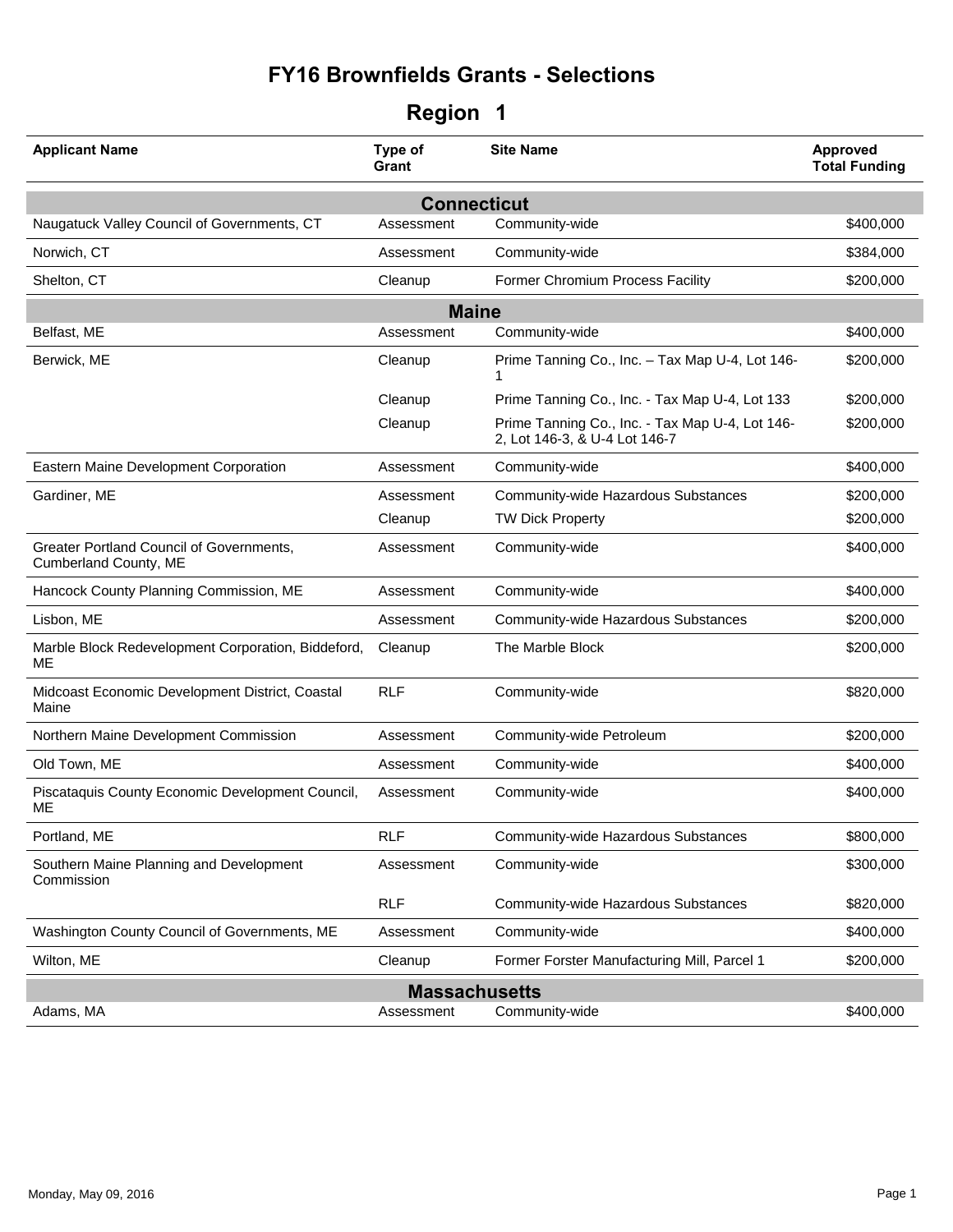# FY16 Brownfields Grants - Selections

## Region 1

| Applicant Name | Type of Grant | Site Name | Approved Total Funding |
|---|---|---|---|
| **Connecticut** | | | |
| Naugatuck Valley Council of Governments, CT | Assessment | Community-wide | $400,000 |
| Norwich, CT | Assessment | Community-wide | $384,000 |
| Shelton, CT | Cleanup | Former Chromium Process Facility | $200,000 |
| **Maine** | | | |
| Belfast, ME | Assessment | Community-wide | $400,000 |
| Berwick, ME | Cleanup | Prime Tanning Co., Inc. – Tax Map U-4, Lot 146-1 | $200,000 |
| | Cleanup | Prime Tanning Co., Inc. - Tax Map U-4, Lot 133 | $200,000 |
| | Cleanup | Prime Tanning Co., Inc. - Tax Map U-4, Lot 146-2, Lot 146-3, & U-4 Lot 146-7 | $200,000 |
| Eastern Maine Development Corporation | Assessment | Community-wide | $400,000 |
| Gardiner, ME | Assessment | Community-wide Hazardous Substances | $200,000 |
| | Cleanup | TW Dick Property | $200,000 |
| Greater Portland Council of Governments, Cumberland County, ME | Assessment | Community-wide | $400,000 |
| Hancock County Planning Commission, ME | Assessment | Community-wide | $400,000 |
| Lisbon, ME | Assessment | Community-wide Hazardous Substances | $200,000 |
| Marble Block Redevelopment Corporation, Biddeford, ME | Cleanup | The Marble Block | $200,000 |
| Midcoast Economic Development District, Coastal Maine | RLF | Community-wide | $820,000 |
| Northern Maine Development Commission | Assessment | Community-wide Petroleum | $200,000 |
| Old Town, ME | Assessment | Community-wide | $400,000 |
| Piscataquis County Economic Development Council, ME | Assessment | Community-wide | $400,000 |
| Portland, ME | RLF | Community-wide Hazardous Substances | $800,000 |
| Southern Maine Planning and Development Commission | Assessment | Community-wide | $300,000 |
| | RLF | Community-wide Hazardous Substances | $820,000 |
| Washington County Council of Governments, ME | Assessment | Community-wide | $400,000 |
| Wilton, ME | Cleanup | Former Forster Manufacturing Mill, Parcel 1 | $200,000 |
| **Massachusetts** | | | |
| Adams, MA | Assessment | Community-wide | $400,000 |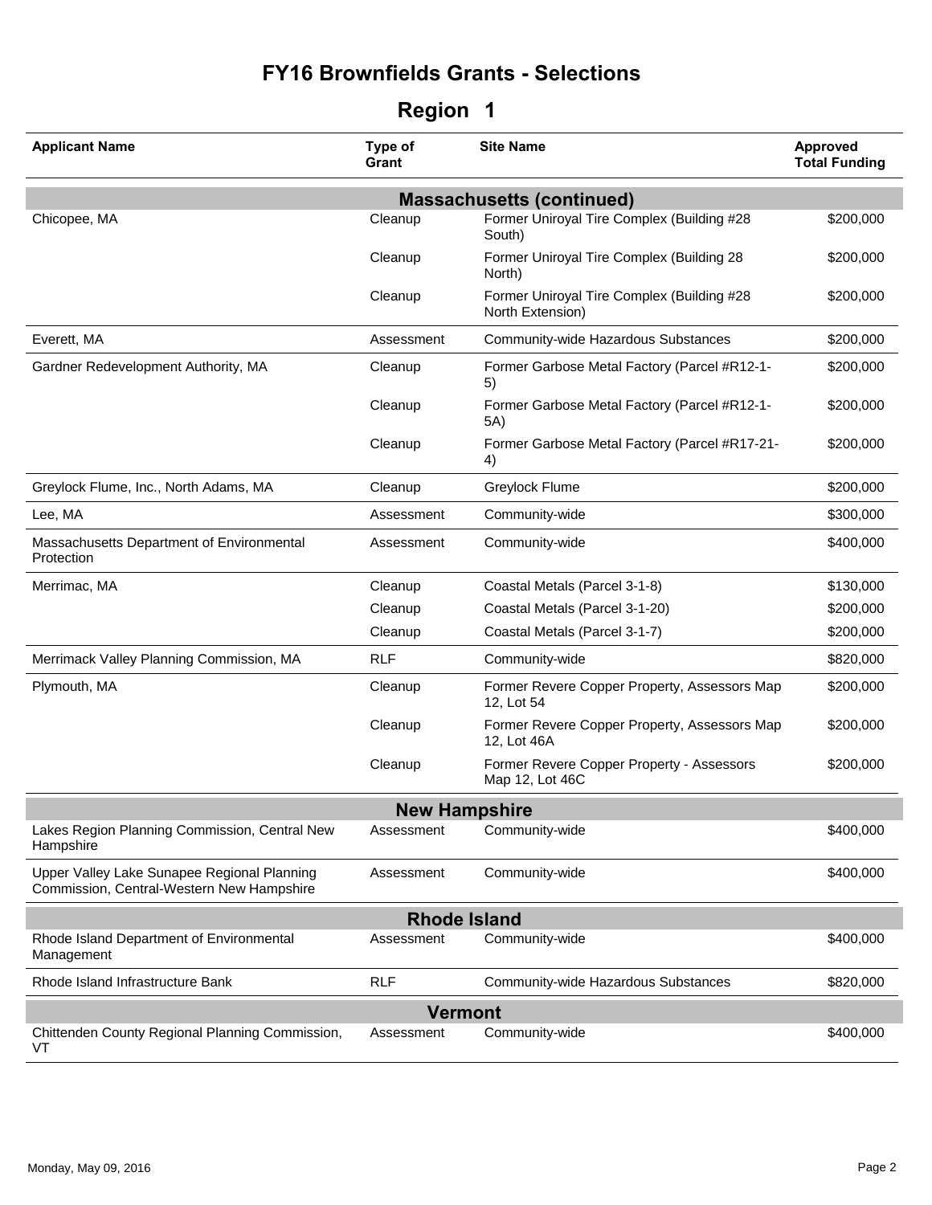# FY16 Brownfields Grants - Selections

## Region 1

| Applicant Name | Type of Grant | Site Name | Approved Total Funding |
|---|---|---|---|
| **Massachusetts (continued)** | | | |
| Chicopee, MA | Cleanup | Former Uniroyal Tire Complex (Building #28 South) | $200,000 |
| | Cleanup | Former Uniroyal Tire Complex (Building 28 North) | $200,000 |
| | Cleanup | Former Uniroyal Tire Complex (Building #28 North Extension) | $200,000 |
| Everett, MA | Assessment | Community-wide Hazardous Substances | $200,000 |
| Gardner Redevelopment Authority, MA | Cleanup | Former Garbose Metal Factory (Parcel #R12-1-5) | $200,000 |
| | Cleanup | Former Garbose Metal Factory (Parcel #R12-1-5A) | $200,000 |
| | Cleanup | Former Garbose Metal Factory (Parcel #R17-21-4) | $200,000 |
| Greylock Flume, Inc., North Adams, MA | Cleanup | Greylock Flume | $200,000 |
| Lee, MA | Assessment | Community-wide | $300,000 |
| Massachusetts Department of Environmental Protection | Assessment | Community-wide | $400,000 |
| Merrimac, MA | Cleanup | Coastal Metals (Parcel 3-1-8) | $130,000 |
| | Cleanup | Coastal Metals (Parcel 3-1-20) | $200,000 |
| | Cleanup | Coastal Metals (Parcel 3-1-7) | $200,000 |
| Merrimack Valley Planning Commission, MA | RLF | Community-wide | $820,000 |
| Plymouth, MA | Cleanup | Former Revere Copper Property, Assessors Map 12, Lot 54 | $200,000 |
| | Cleanup | Former Revere Copper Property, Assessors Map 12, Lot 46A | $200,000 |
| | Cleanup | Former Revere Copper Property - Assessors Map 12, Lot 46C | $200,000 |
| **New Hampshire** | | | |
| Lakes Region Planning Commission, Central New Hampshire | Assessment | Community-wide | $400,000 |
| Upper Valley Lake Sunapee Regional Planning Commission, Central-Western New Hampshire | Assessment | Community-wide | $400,000 |
| **Rhode Island** | | | |
| Rhode Island Department of Environmental Management | Assessment | Community-wide | $400,000 |
| Rhode Island Infrastructure Bank | RLF | Community-wide Hazardous Substances | $820,000 |
| **Vermont** | | | |
| Chittenden County Regional Planning Commission, VT | Assessment | Community-wide | $400,000 |

Monday, May 09, 2016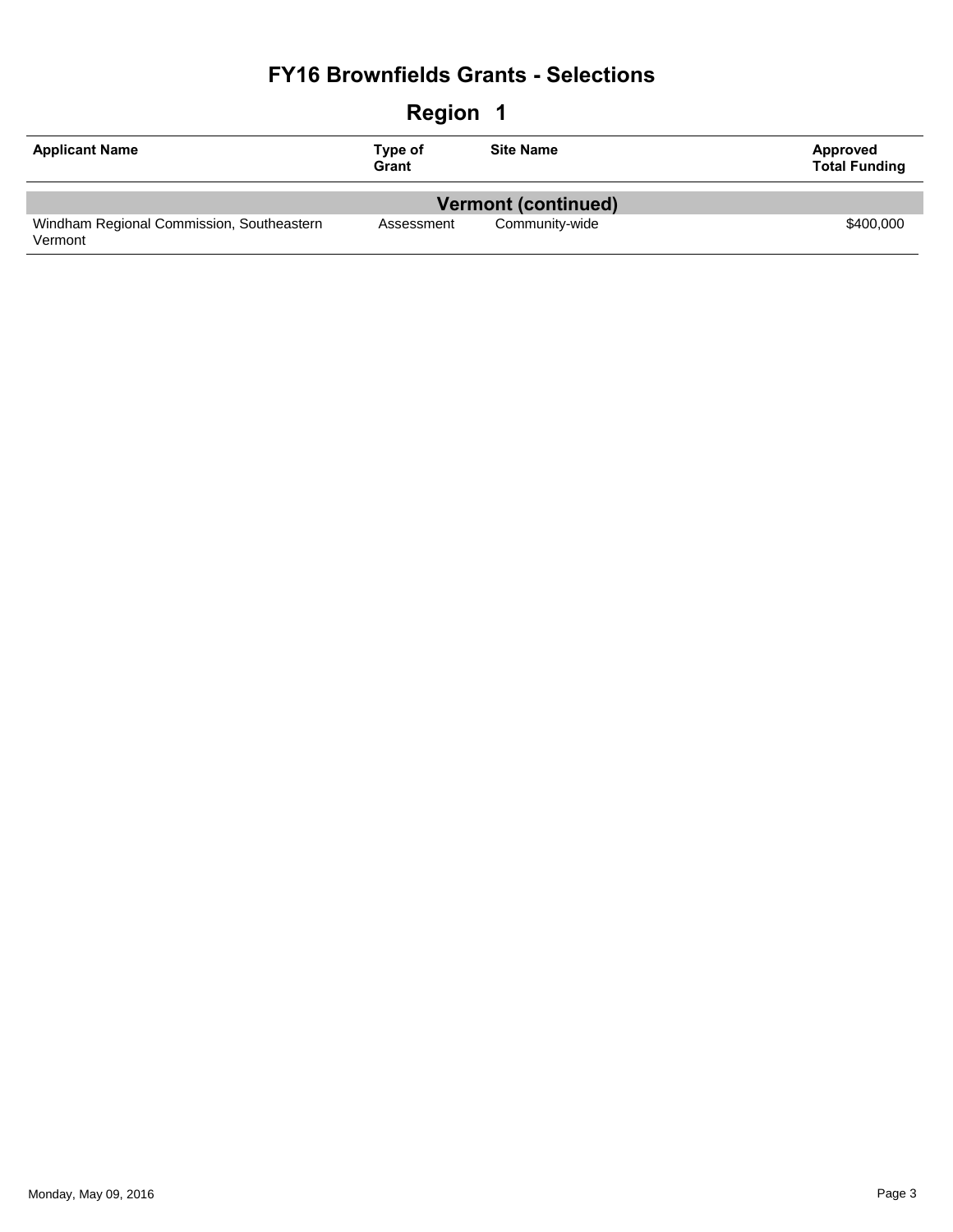# FY16 Brownfields Grants - Selections

## Region 1

| Applicant Name | Type of Grant | Site Name | Approved Total Funding |
|---|---|---|---|
| **Vermont (continued)** | | | |
| Windham Regional Commission, Southeastern Vermont | Assessment | Community-wide | $400,000 |

Monday, May 09, 2016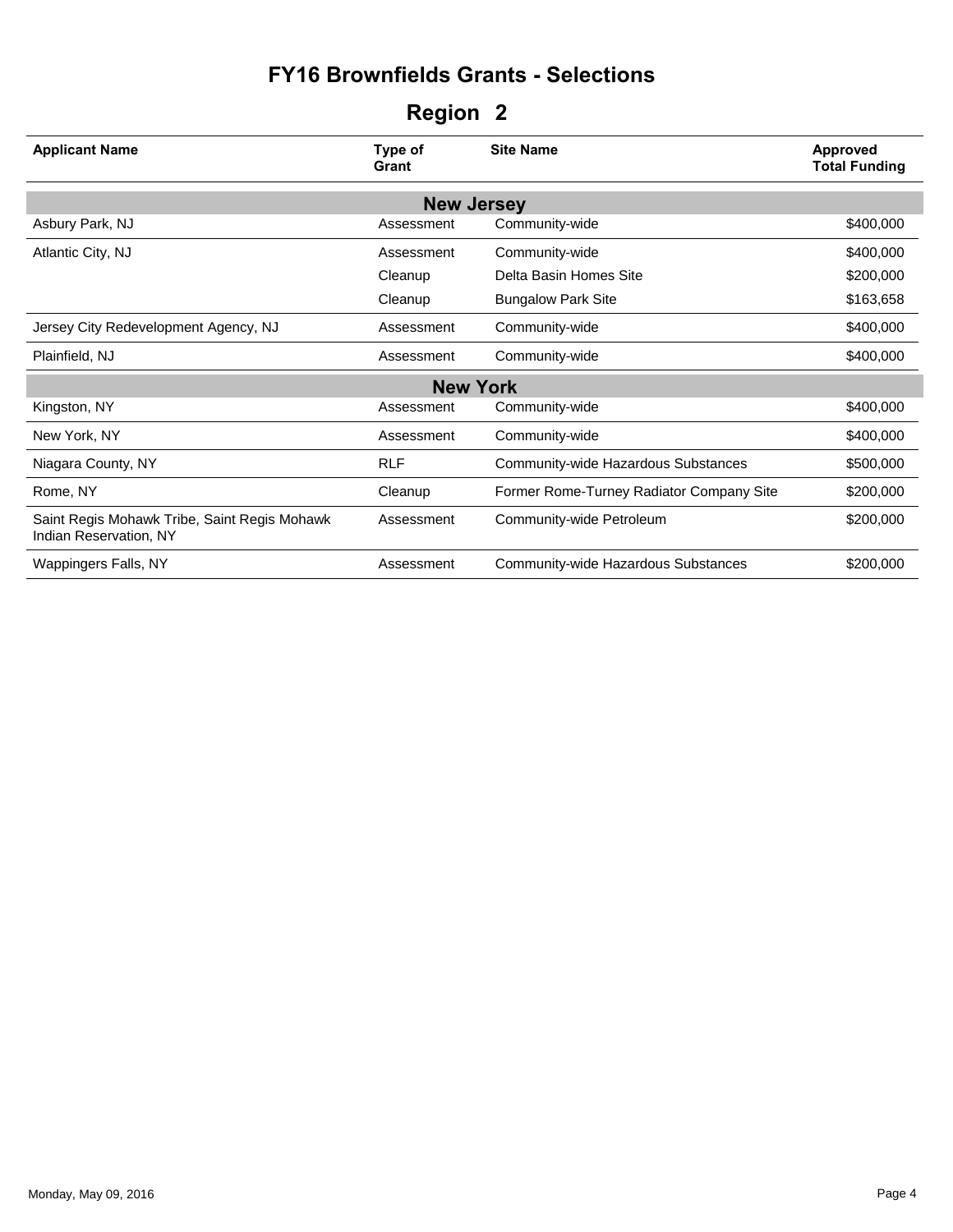# FY16 Brownfields Grants - Selections

## Region 2

| Applicant Name | Type of Grant | Site Name | Approved Total Funding |
|---|---|---|---|
| **New Jersey** | | | |
| Asbury Park, NJ | Assessment | Community-wide | $400,000 |
| Atlantic City, NJ | Assessment | Community-wide | $400,000 |
| | Cleanup | Delta Basin Homes Site | $200,000 |
| | Cleanup | Bungalow Park Site | $163,658 |
| Jersey City Redevelopment Agency, NJ | Assessment | Community-wide | $400,000 |
| Plainfield, NJ | Assessment | Community-wide | $400,000 |
| **New York** | | | |
| Kingston, NY | Assessment | Community-wide | $400,000 |
| New York, NY | Assessment | Community-wide | $400,000 |
| Niagara County, NY | RLF | Community-wide Hazardous Substances | $500,000 |
| Rome, NY | Cleanup | Former Rome-Turney Radiator Company Site | $200,000 |
| Saint Regis Mohawk Tribe, Saint Regis Mohawk Indian Reservation, NY | Assessment | Community-wide Petroleum | $200,000 |
| Wappingers Falls, NY | Assessment | Community-wide Hazardous Substances | $200,000 |

Monday, May 09, 2016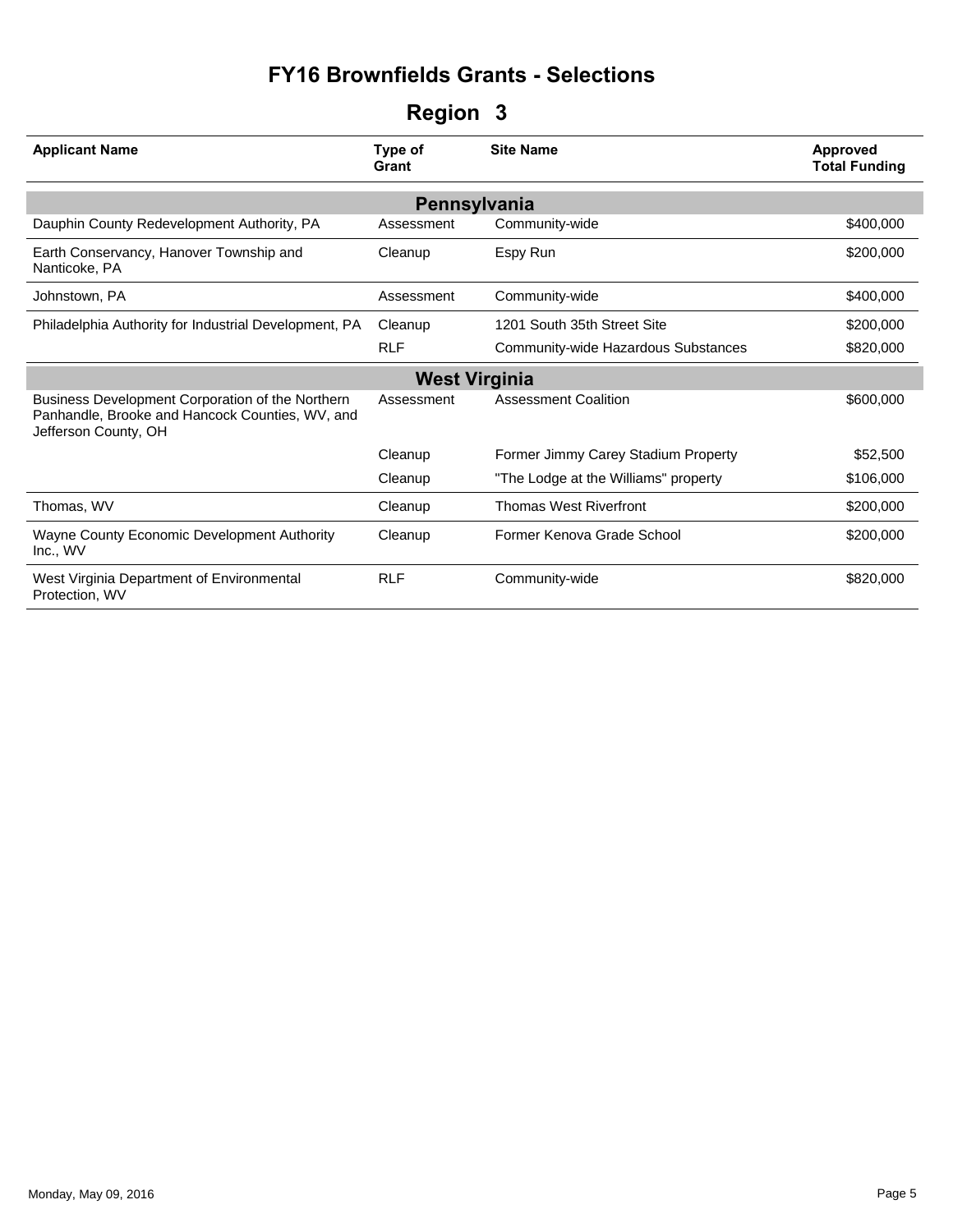# FY16 Brownfields Grants - Selections

## Region 3

| Applicant Name | Type of Grant | Site Name | Approved Total Funding |
|---|---|---|---|
| **Pennsylvania** | | | |
| Dauphin County Redevelopment Authority, PA | Assessment | Community-wide | $400,000 |
| Earth Conservancy, Hanover Township and Nanticoke, PA | Cleanup | Espy Run | $200,000 |
| Johnstown, PA | Assessment | Community-wide | $400,000 |
| Philadelphia Authority for Industrial Development, PA | Cleanup | 1201 South 35th Street Site | $200,000 |
| | RLF | Community-wide Hazardous Substances | $820,000 |
| **West Virginia** | | | |
| Business Development Corporation of the Northern Panhandle, Brooke and Hancock Counties, WV, and Jefferson County, OH | Assessment | Assessment Coalition | $600,000 |
| | Cleanup | Former Jimmy Carey Stadium Property | $52,500 |
| | Cleanup | "The Lodge at the Williams" property | $106,000 |
| Thomas, WV | Cleanup | Thomas West Riverfront | $200,000 |
| Wayne County Economic Development Authority Inc., WV | Cleanup | Former Kenova Grade School | $200,000 |
| West Virginia Department of Environmental Protection, WV | RLF | Community-wide | $820,000 |

Monday, May 09, 2016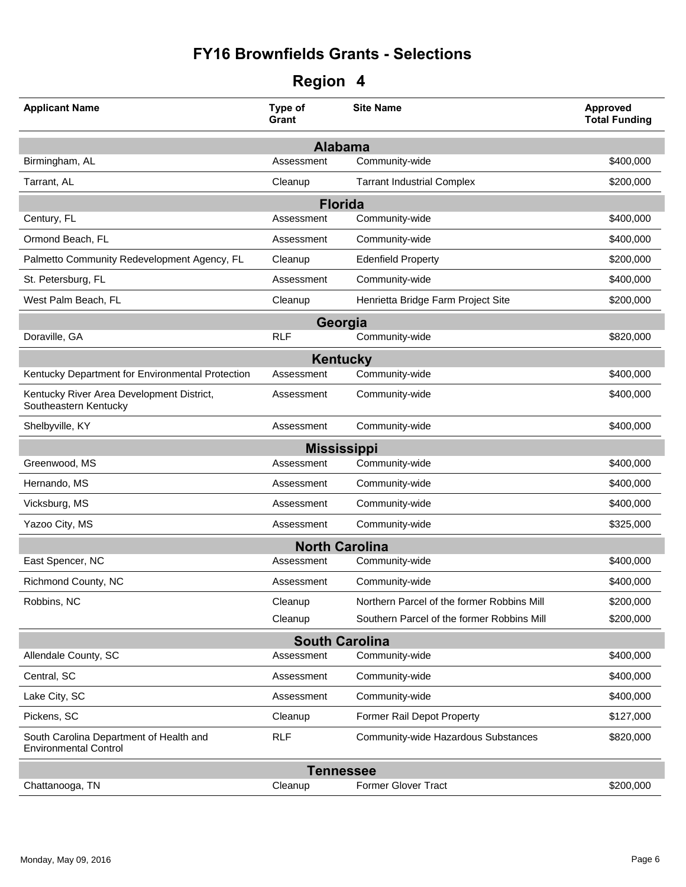# FY16 Brownfields Grants - Selections

## Region 4

| Applicant Name | Type of Grant | Site Name | Approved Total Funding |
|---|---|---|---|
| **Alabama** | | | |
| Birmingham, AL | Assessment | Community-wide | $400,000 |
| Tarrant, AL | Cleanup | Tarrant Industrial Complex | $200,000 |
| **Florida** | | | |
| Century, FL | Assessment | Community-wide | $400,000 |
| Ormond Beach, FL | Assessment | Community-wide | $400,000 |
| Palmetto Community Redevelopment Agency, FL | Cleanup | Edenfield Property | $200,000 |
| St. Petersburg, FL | Assessment | Community-wide | $400,000 |
| West Palm Beach, FL | Cleanup | Henrietta Bridge Farm Project Site | $200,000 |
| **Georgia** | | | |
| Doraville, GA | RLF | Community-wide | $820,000 |
| **Kentucky** | | | |
| Kentucky Department for Environmental Protection | Assessment | Community-wide | $400,000 |
| Kentucky River Area Development District, Southeastern Kentucky | Assessment | Community-wide | $400,000 |
| Shelbyville, KY | Assessment | Community-wide | $400,000 |
| **Mississippi** | | | |
| Greenwood, MS | Assessment | Community-wide | $400,000 |
| Hernando, MS | Assessment | Community-wide | $400,000 |
| Vicksburg, MS | Assessment | Community-wide | $400,000 |
| Yazoo City, MS | Assessment | Community-wide | $325,000 |
| **North Carolina** | | | |
| East Spencer, NC | Assessment | Community-wide | $400,000 |
| Richmond County, NC | Assessment | Community-wide | $400,000 |
| Robbins, NC | Cleanup | Northern Parcel of the former Robbins Mill | $200,000 |
| | Cleanup | Southern Parcel of the former Robbins Mill | $200,000 |
| **South Carolina** | | | |
| Allendale County, SC | Assessment | Community-wide | $400,000 |
| Central, SC | Assessment | Community-wide | $400,000 |
| Lake City, SC | Assessment | Community-wide | $400,000 |
| Pickens, SC | Cleanup | Former Rail Depot Property | $127,000 |
| South Carolina Department of Health and Environmental Control | RLF | Community-wide Hazardous Substances | $820,000 |
| **Tennessee** | | | |
| Chattanooga, TN | Cleanup | Former Glover Tract | $200,000 |

Monday, May 09, 2016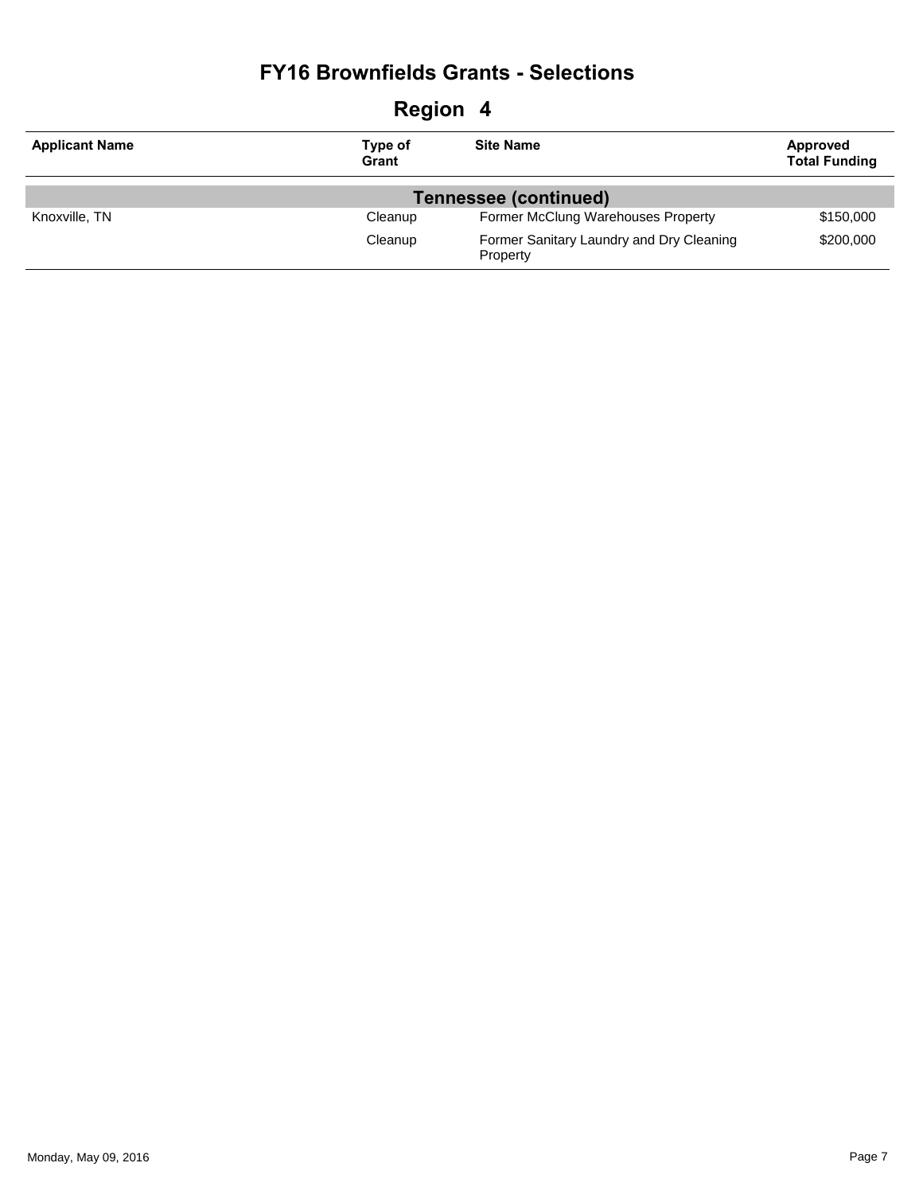# FY16 Brownfields Grants - Selections

## Region 4

| Applicant Name | Type of Grant | Site Name | Approved Total Funding |
|---|---|---|---|
| **Tennessee (continued)** | | | |
| Knoxville, TN | Cleanup | Former McClung Warehouses Property | $150,000 |
| | Cleanup | Former Sanitary Laundry and Dry Cleaning Property | $200,000 |

Monday, May 09, 2016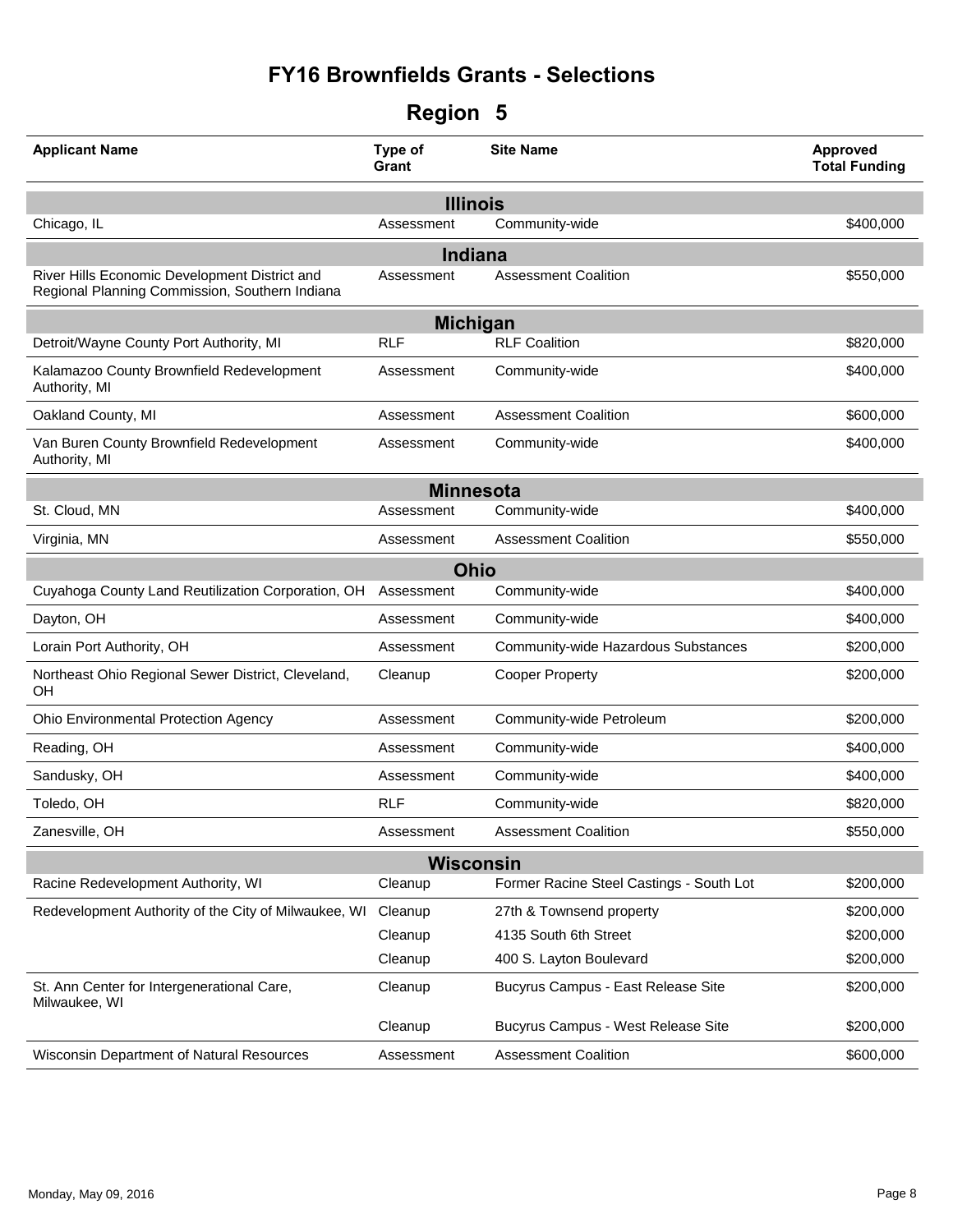# FY16 Brownfields Grants - Selections

## Region 5

| Applicant Name | Type of Grant | Site Name | Approved Total Funding |
|---|---|---|---|
| **Illinois** | | | |
| Chicago, IL | Assessment | Community-wide | $400,000 |
| **Indiana** | | | |
| River Hills Economic Development District and Regional Planning Commission, Southern Indiana | Assessment | Assessment Coalition | $550,000 |
| **Michigan** | | | |
| Detroit/Wayne County Port Authority, MI | RLF | RLF Coalition | $820,000 |
| Kalamazoo County Brownfield Redevelopment Authority, MI | Assessment | Community-wide | $400,000 |
| Oakland County, MI | Assessment | Assessment Coalition | $600,000 |
| Van Buren County Brownfield Redevelopment Authority, MI | Assessment | Community-wide | $400,000 |
| **Minnesota** | | | |
| St. Cloud, MN | Assessment | Community-wide | $400,000 |
| Virginia, MN | Assessment | Assessment Coalition | $550,000 |
| **Ohio** | | | |
| Cuyahoga County Land Reutilization Corporation, OH | Assessment | Community-wide | $400,000 |
| Dayton, OH | Assessment | Community-wide | $400,000 |
| Lorain Port Authority, OH | Assessment | Community-wide Hazardous Substances | $200,000 |
| Northeast Ohio Regional Sewer District, Cleveland, OH | Cleanup | Cooper Property | $200,000 |
| Ohio Environmental Protection Agency | Assessment | Community-wide Petroleum | $200,000 |
| Reading, OH | Assessment | Community-wide | $400,000 |
| Sandusky, OH | Assessment | Community-wide | $400,000 |
| Toledo, OH | RLF | Community-wide | $820,000 |
| Zanesville, OH | Assessment | Assessment Coalition | $550,000 |
| **Wisconsin** | | | |
| Racine Redevelopment Authority, WI | Cleanup | Former Racine Steel Castings - South Lot | $200,000 |
| Redevelopment Authority of the City of Milwaukee, WI | Cleanup | 27th & Townsend property | $200,000 |
| | Cleanup | 4135 South 6th Street | $200,000 |
| | Cleanup | 400 S. Layton Boulevard | $200,000 |
| St. Ann Center for Intergenerational Care, Milwaukee, WI | Cleanup | Bucyrus Campus - East Release Site | $200,000 |
| | Cleanup | Bucyrus Campus - West Release Site | $200,000 |
| Wisconsin Department of Natural Resources | Assessment | Assessment Coalition | $600,000 |

Monday, May 09, 2016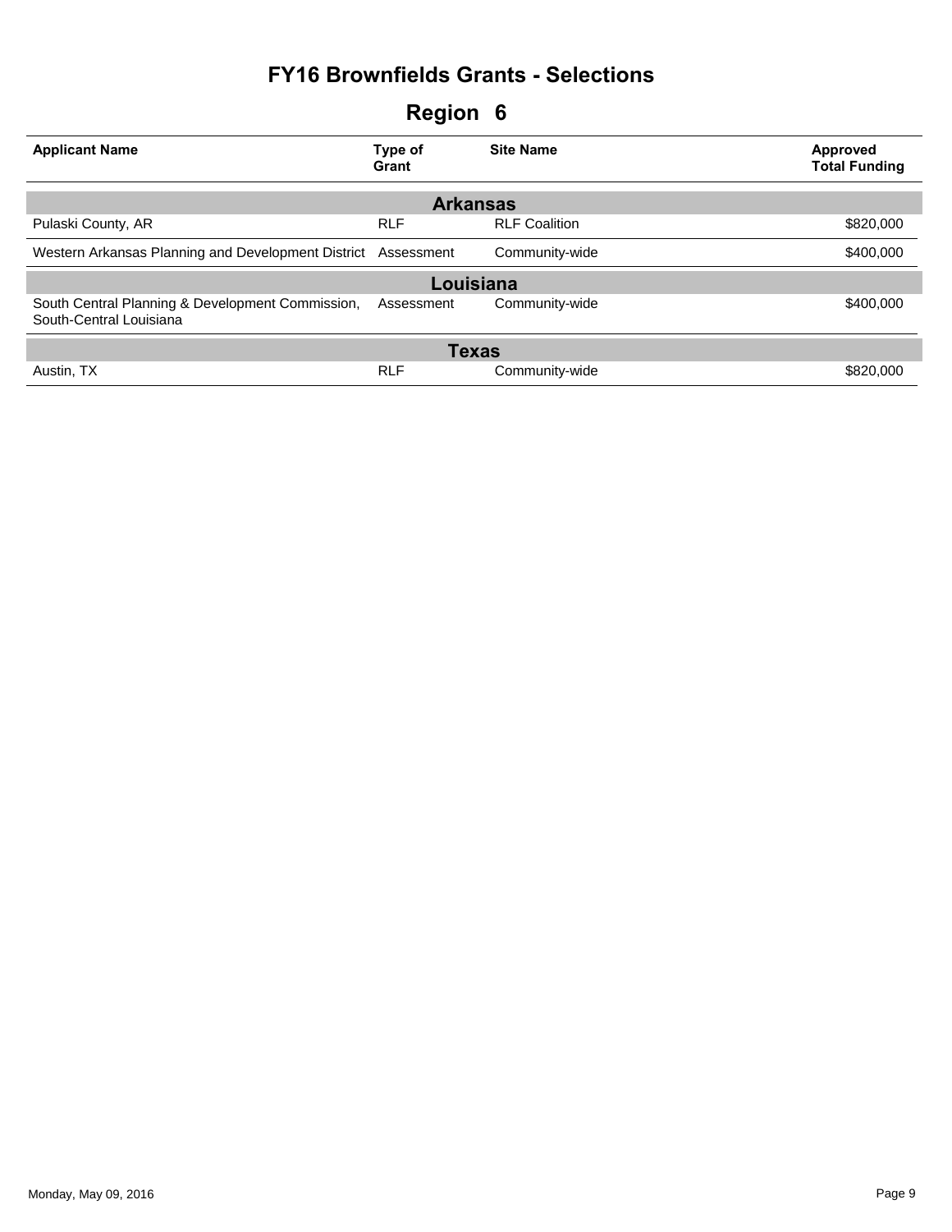# FY16 Brownfields Grants - Selections

## Region 6

| Applicant Name | Type of Grant | Site Name | Approved Total Funding |
|---|---|---|---|
| **Arkansas** | | | |
| Pulaski County, AR | RLF | RLF Coalition | $820,000 |
| Western Arkansas Planning and Development District | Assessment | Community-wide | $400,000 |
| **Louisiana** | | | |
| South Central Planning & Development Commission, South-Central Louisiana | Assessment | Community-wide | $400,000 |
| **Texas** | | | |
| Austin, TX | RLF | Community-wide | $820,000 |

Monday, May 09, 2016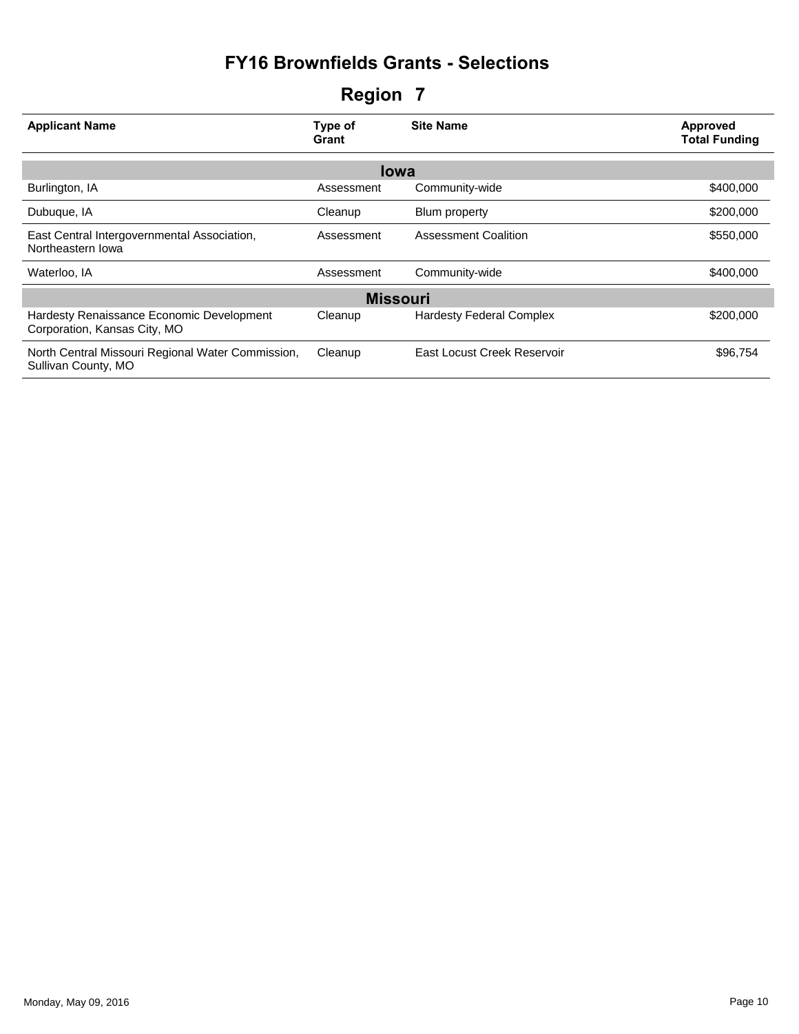# FY16 Brownfields Grants - Selections

## Region 7

| Applicant Name | Type of Grant | Site Name | Approved Total Funding |
|---|---|---|---|
| **Iowa** | | | |
| Burlington, IA | Assessment | Community-wide | $400,000 |
| Dubuque, IA | Cleanup | Blum property | $200,000 |
| East Central Intergovernmental Association, Northeastern Iowa | Assessment | Assessment Coalition | $550,000 |
| Waterloo, IA | Assessment | Community-wide | $400,000 |
| **Missouri** | | | |
| Hardesty Renaissance Economic Development Corporation, Kansas City, MO | Cleanup | Hardesty Federal Complex | $200,000 |
| North Central Missouri Regional Water Commission, Sullivan County, MO | Cleanup | East Locust Creek Reservoir | $96,754 |

Monday, May 09, 2016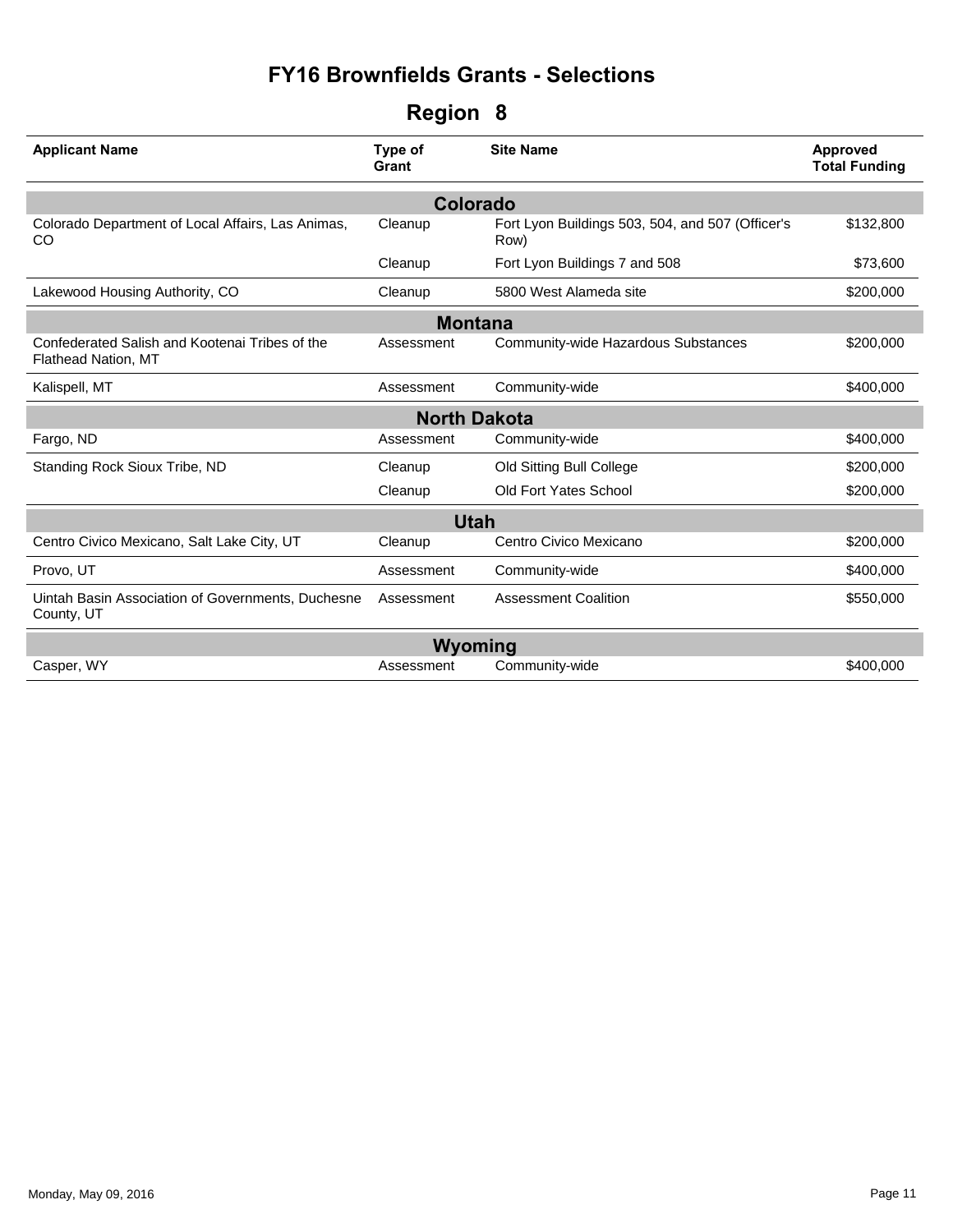# FY16 Brownfields Grants - Selections

## Region 8

| Applicant Name | Type of Grant | Site Name | Approved Total Funding |
|---|---|---|---|
| **Colorado** | | | |
| Colorado Department of Local Affairs, Las Animas, CO | Cleanup | Fort Lyon Buildings 503, 504, and 507 (Officer's Row) | $132,800 |
| | Cleanup | Fort Lyon Buildings 7 and 508 | $73,600 |
| Lakewood Housing Authority, CO | Cleanup | 5800 West Alameda site | $200,000 |
| **Montana** | | | |
| Confederated Salish and Kootenai Tribes of the Flathead Nation, MT | Assessment | Community-wide Hazardous Substances | $200,000 |
| Kalispell, MT | Assessment | Community-wide | $400,000 |
| **North Dakota** | | | |
| Fargo, ND | Assessment | Community-wide | $400,000 |
| Standing Rock Sioux Tribe, ND | Cleanup | Old Sitting Bull College | $200,000 |
| | Cleanup | Old Fort Yates School | $200,000 |
| **Utah** | | | |
| Centro Civico Mexicano, Salt Lake City, UT | Cleanup | Centro Civico Mexicano | $200,000 |
| Provo, UT | Assessment | Community-wide | $400,000 |
| Uintah Basin Association of Governments, Duchesne County, UT | Assessment | Assessment Coalition | $550,000 |
| **Wyoming** | | | |
| Casper, WY | Assessment | Community-wide | $400,000 |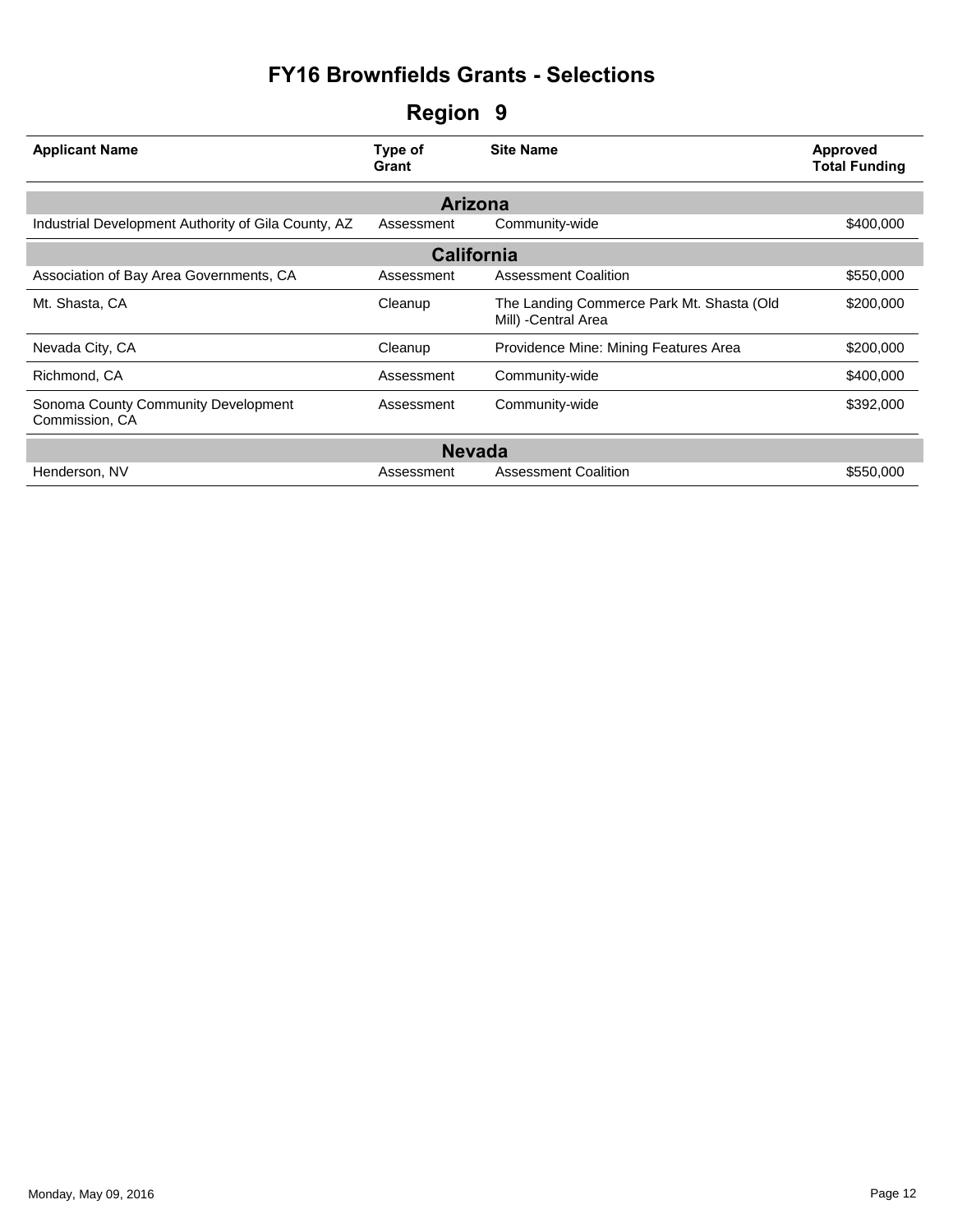# FY16 Brownfields Grants - Selections

## Region 9

| Applicant Name | Type of Grant | Site Name | Approved Total Funding |
|---|---|---|---|
| **Arizona** | | | |
| Industrial Development Authority of Gila County, AZ | Assessment | Community-wide | $400,000 |
| **California** | | | |
| Association of Bay Area Governments, CA | Assessment | Assessment Coalition | $550,000 |
| Mt. Shasta, CA | Cleanup | The Landing Commerce Park Mt. Shasta (Old Mill) -Central Area | $200,000 |
| Nevada City, CA | Cleanup | Providence Mine: Mining Features Area | $200,000 |
| Richmond, CA | Assessment | Community-wide | $400,000 |
| Sonoma County Community Development Commission, CA | Assessment | Community-wide | $392,000 |
| **Nevada** | | | |
| Henderson, NV | Assessment | Assessment Coalition | $550,000 |

Monday, May 09, 2016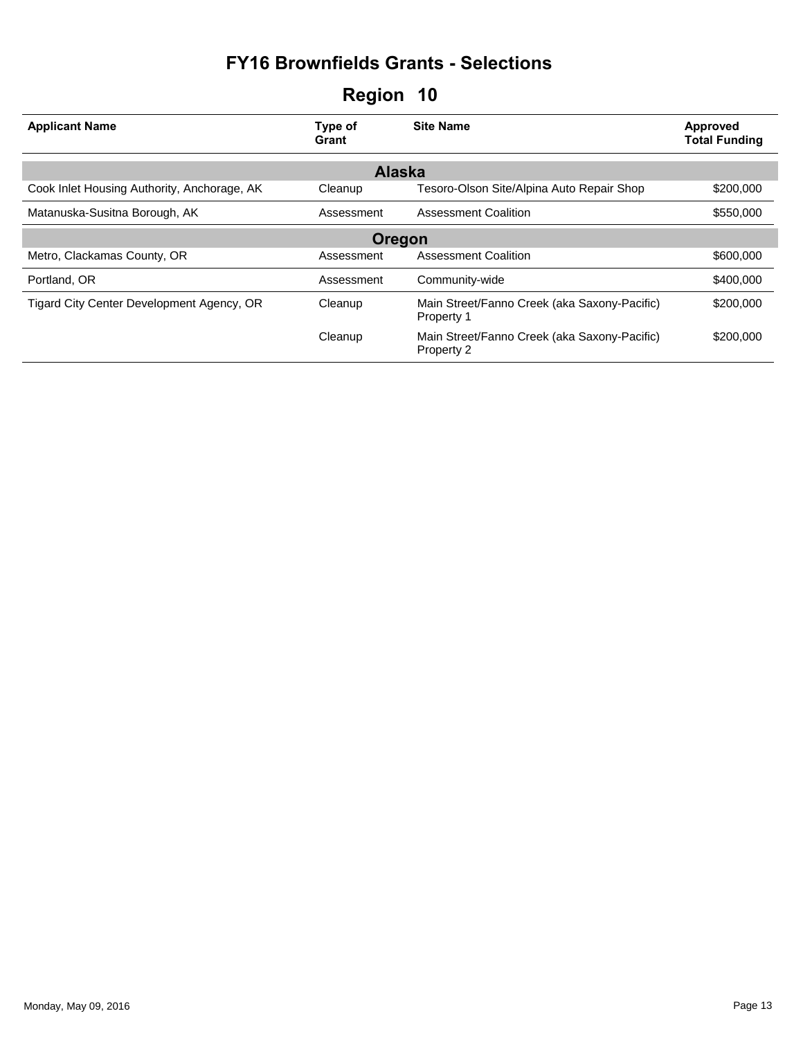# FY16 Brownfields Grants - Selections

## Region 10

| Applicant Name | Type of Grant | Site Name | Approved Total Funding |
|---|---|---|---|
| **Alaska** | | | |
| Cook Inlet Housing Authority, Anchorage, AK | Cleanup | Tesoro-Olson Site/Alpina Auto Repair Shop | $200,000 |
| Matanuska-Susitna Borough, AK | Assessment | Assessment Coalition | $550,000 |
| **Oregon** | | | |
| Metro, Clackamas County, OR | Assessment | Assessment Coalition | $600,000 |
| Portland, OR | Assessment | Community-wide | $400,000 |
| Tigard City Center Development Agency, OR | Cleanup | Main Street/Fanno Creek (aka Saxony-Pacific) Property 1 | $200,000 |
| | Cleanup | Main Street/Fanno Creek (aka Saxony-Pacific) Property 2 | $200,000 |

Monday, May 09, 2016